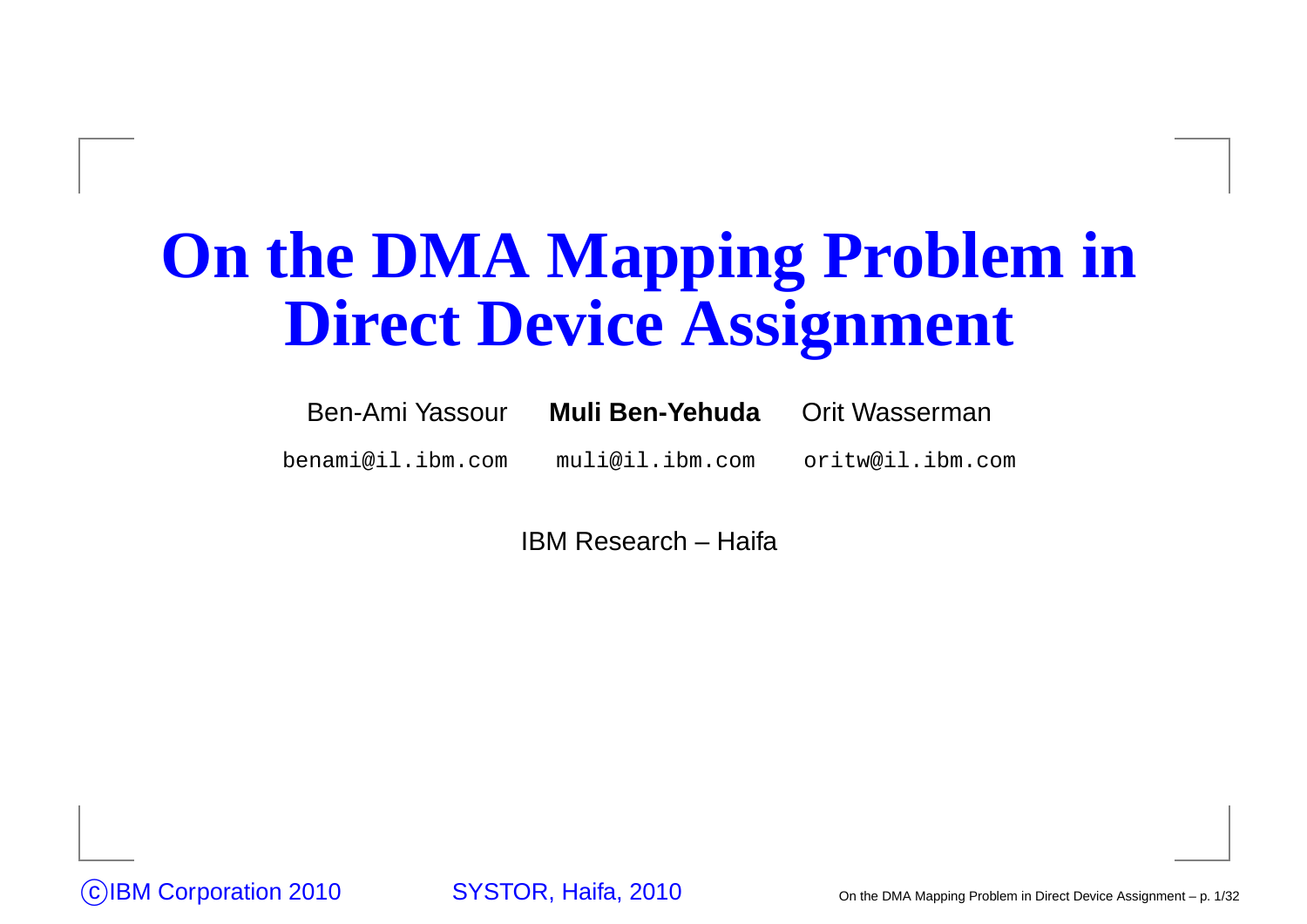# On the DMA Mapping Problem in Direct Device Assignment

Ben-Ami Yassour **Muli Ben-Yehuda** Orit Wasserman

benami@il.ibm.com muli@il.ibm.com oritw@il.ibm.com

IBM Research – Haifa

©IBM Corporation 2010 SYSTOR, Haifa, 2010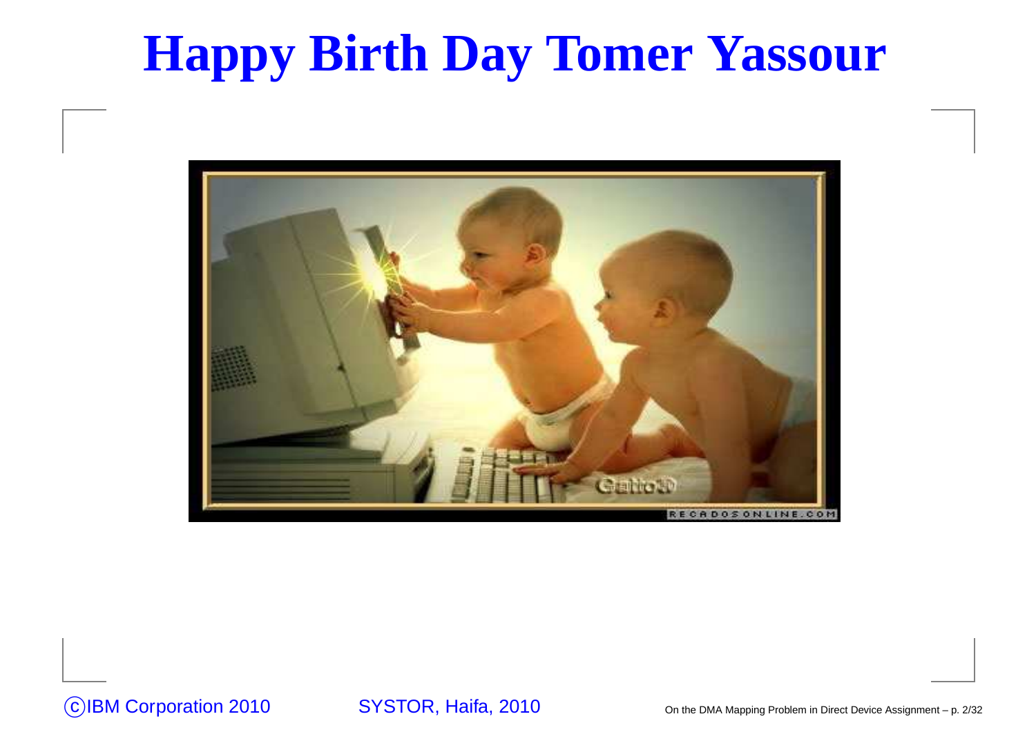# Happy Birth Day Tomer Yassour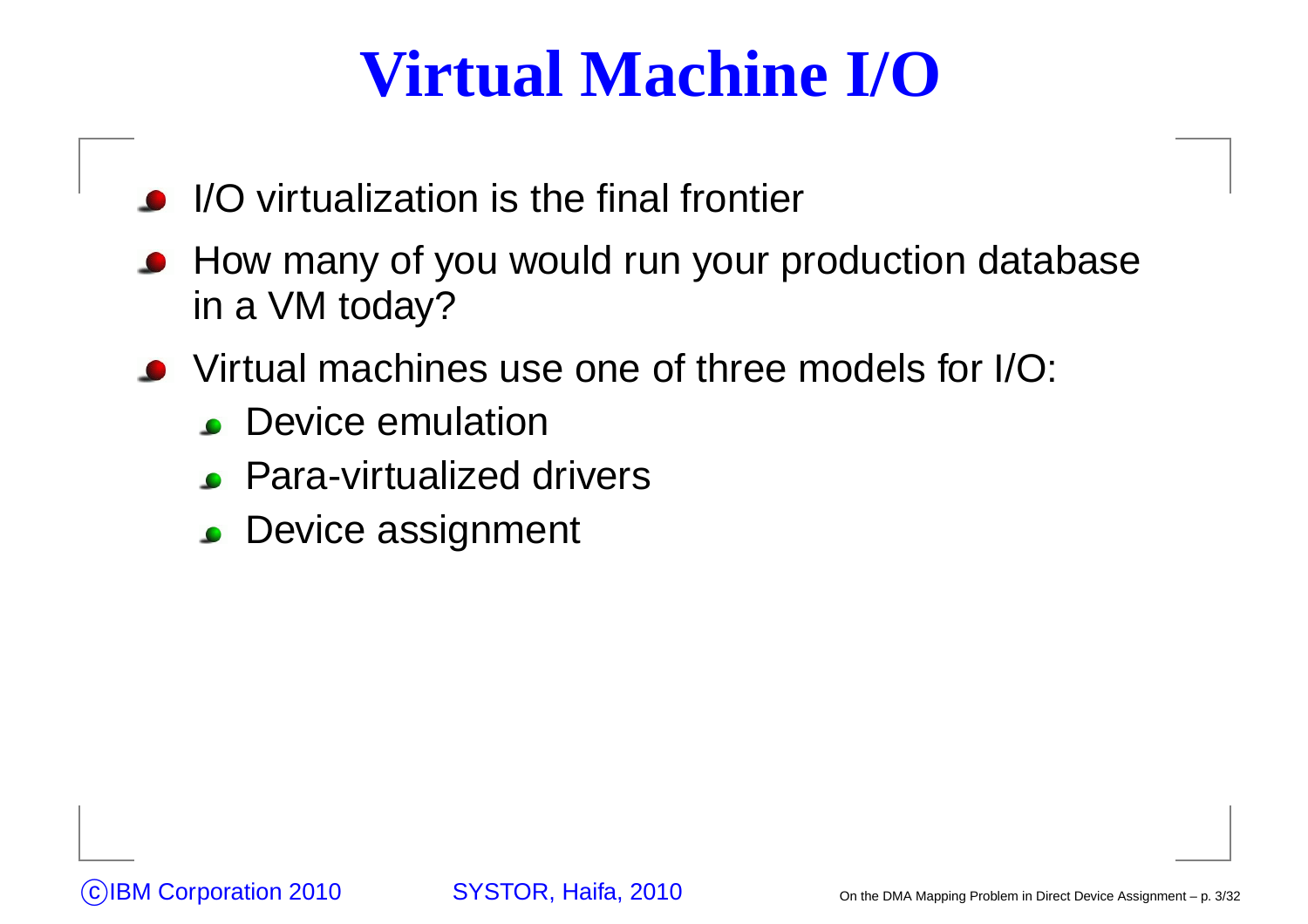# Virtual Machine I/O

- I/O virtualization is the final frontier
- How many of you would run your production database in a VM today?
- Virtual machines use one of three models for I/O:
  - Device emulation
  - Para-virtualized drivers
  - Device assignment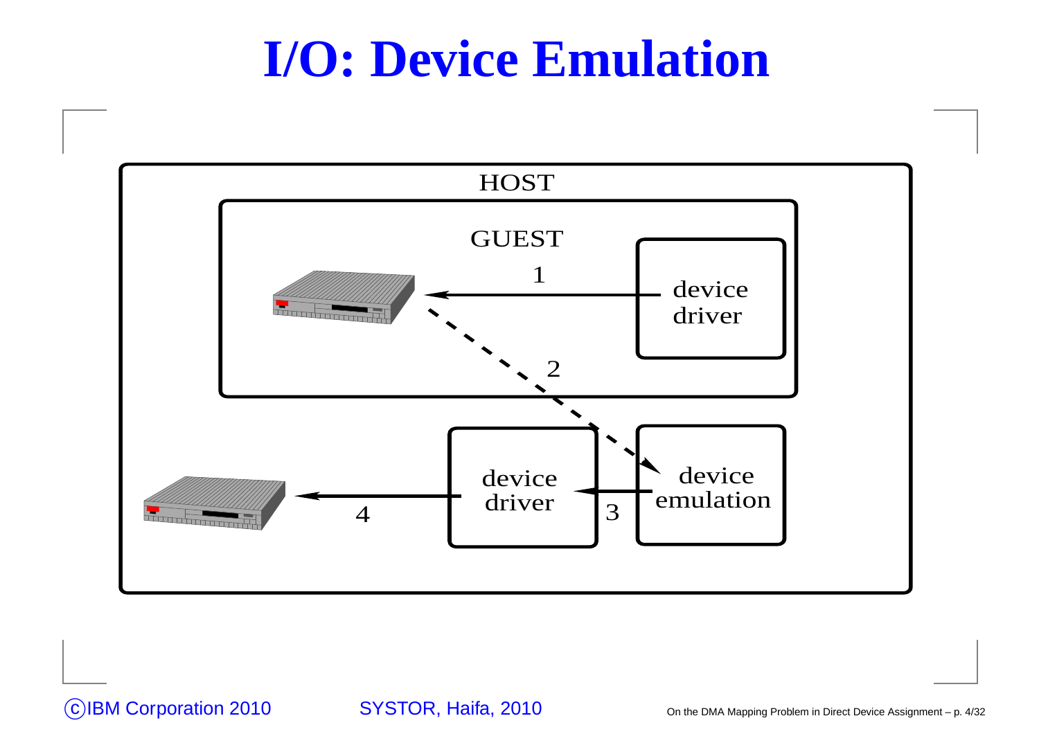# I/O: Device Emulation

HOST

GUEST

1

device driver

2

device driver

device emulation

3

4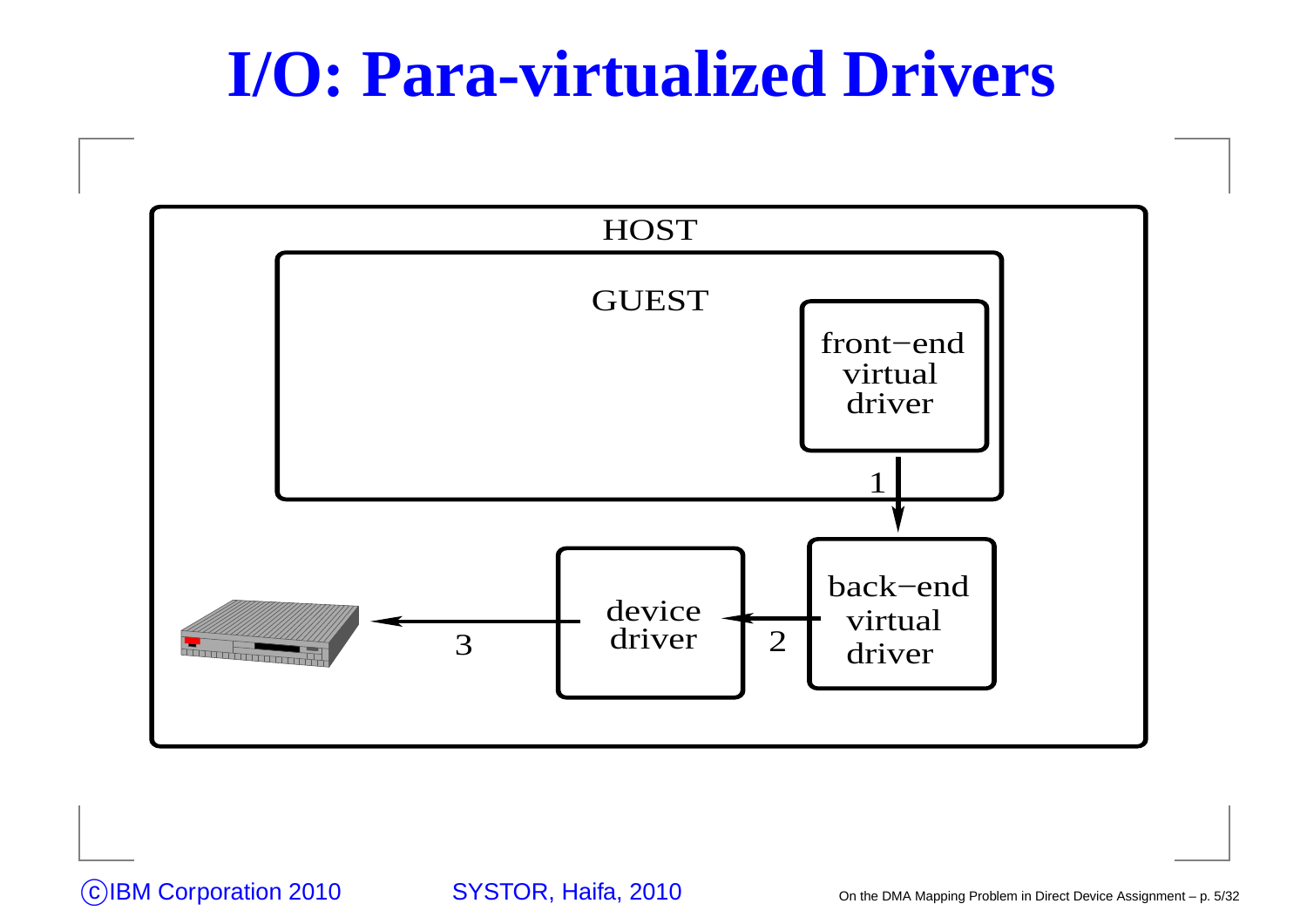# I/O: Para-virtualized Drivers

HOST

GUEST

front−end virtual driver

1

back−end virtual driver

2

device driver

3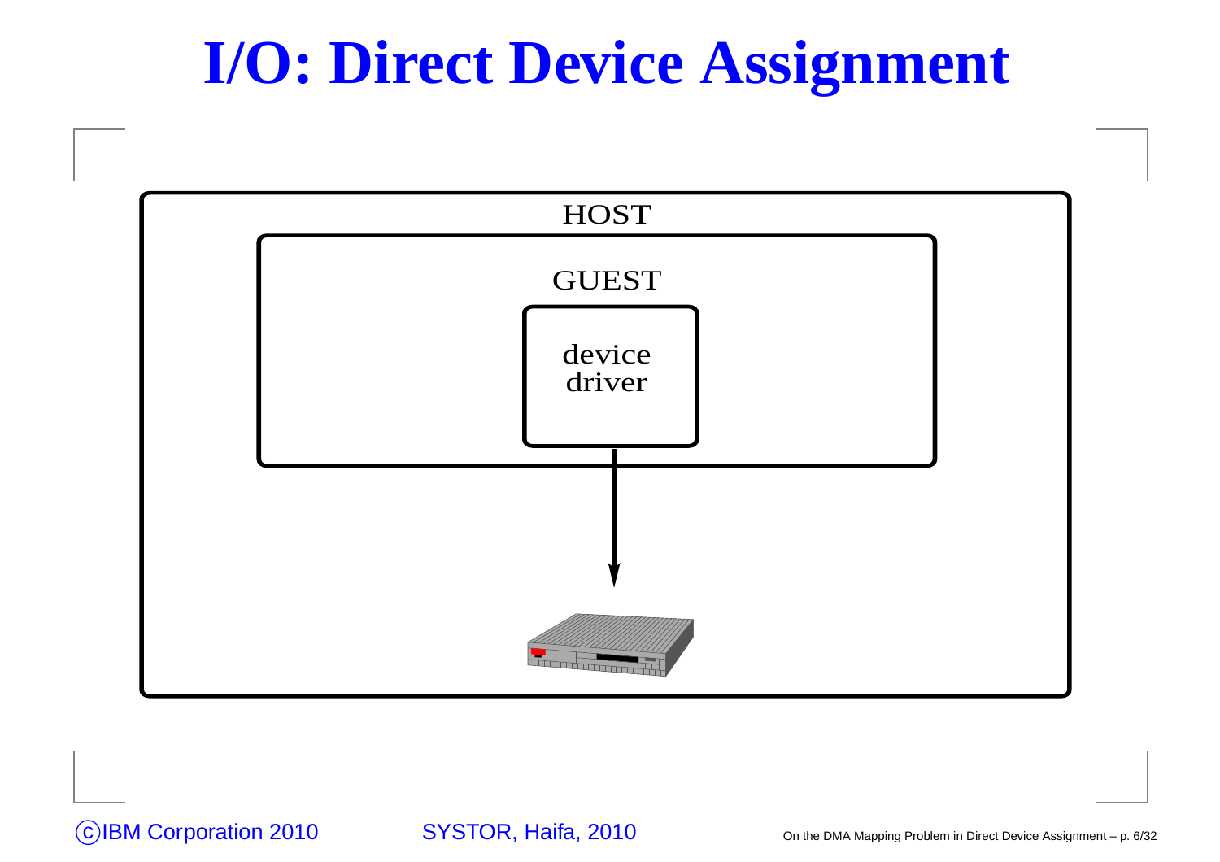# I/O: Direct Device Assignment

HOST

GUEST

device driver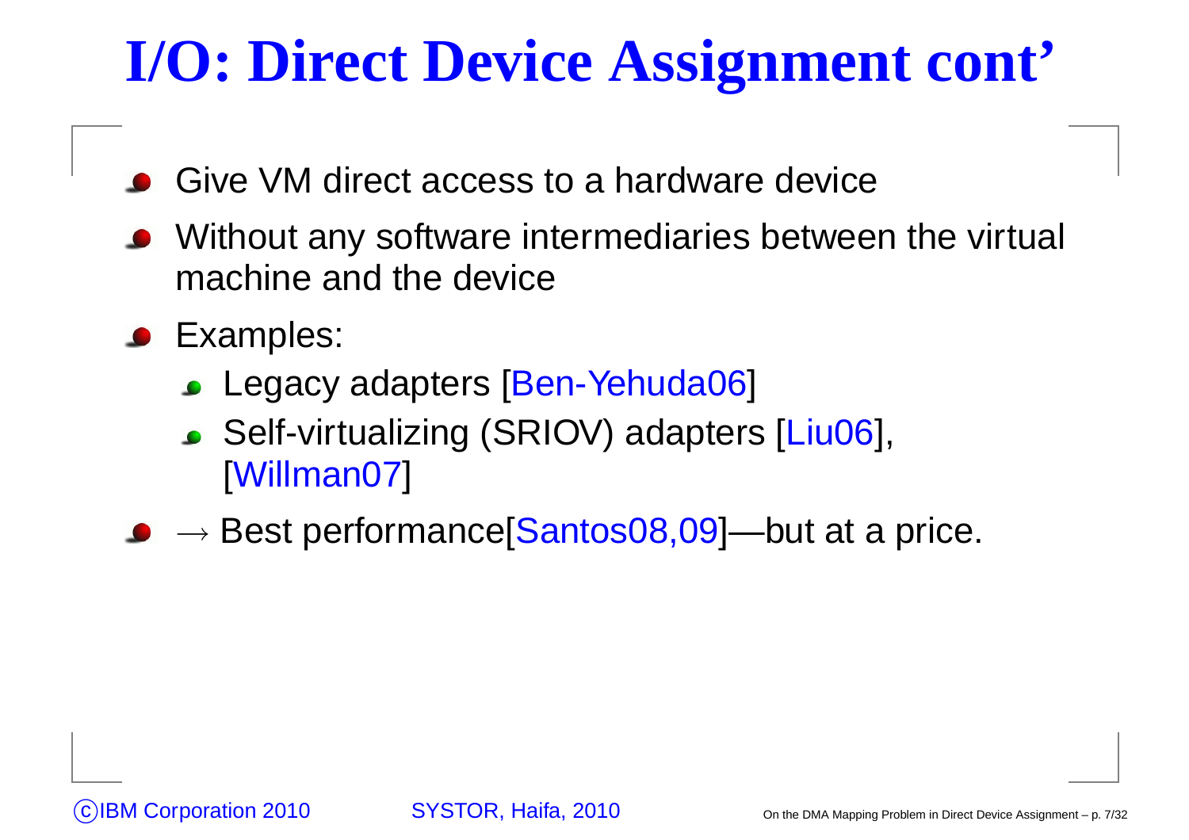# I/O: Direct Device Assignment cont’

- Give VM direct access to a hardware device
- Without any software intermediaries between the virtual machine and the device
- Examples:
  - Legacy adapters [Ben-Yehuda06]
  - Self-virtualizing (SRIOV) adapters [Liu06], [Willman07]
- $\rightarrow$ Best performance[Santos08,09]—but at a price.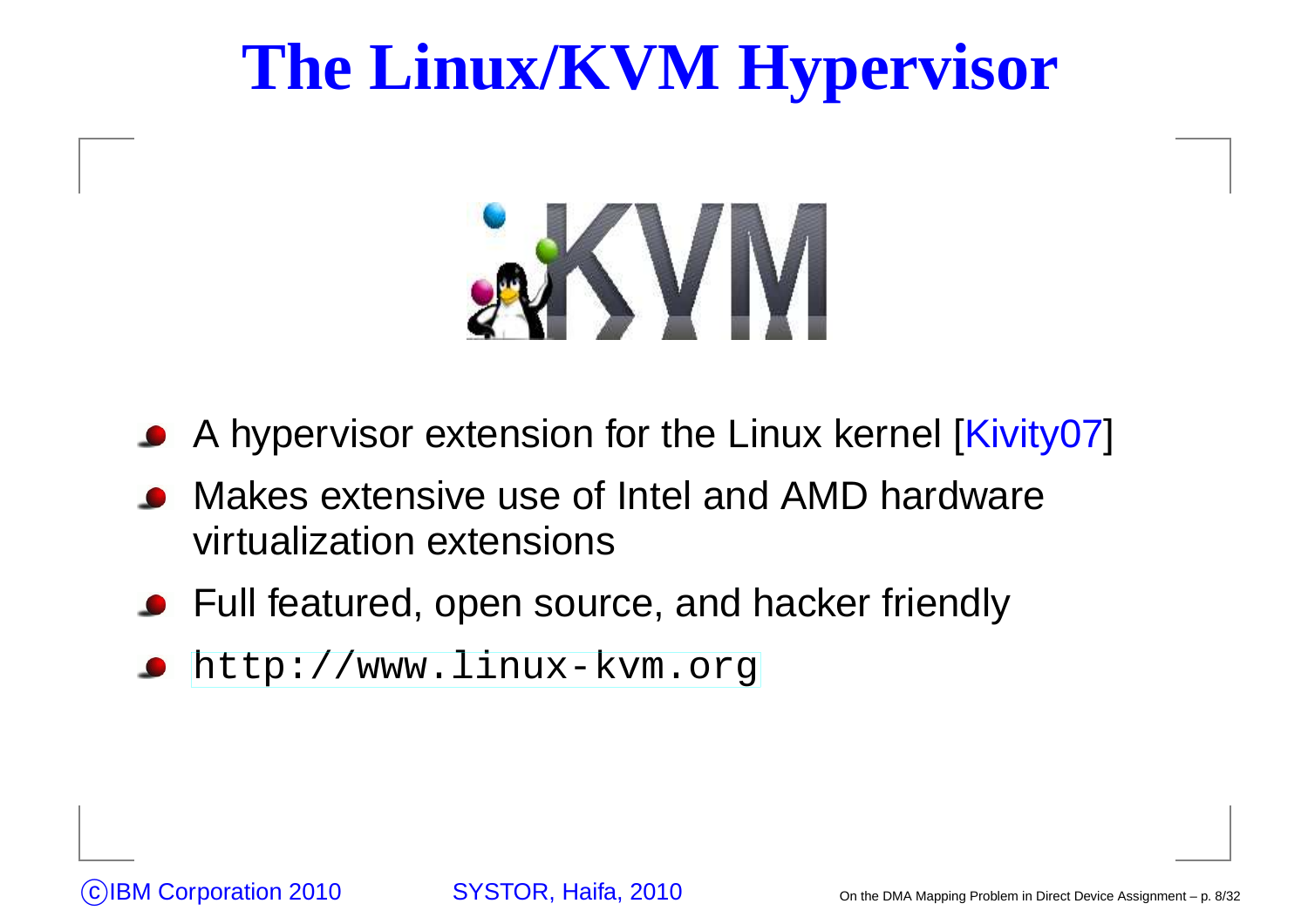# The Linux/KVM Hypervisor

- A hypervisor extension for the Linux kernel [Kivity07]
- Makes extensive use of Intel and AMD hardware virtualization extensions
- Full featured, open source, and hacker friendly
- `http://www.linux-kvm.org`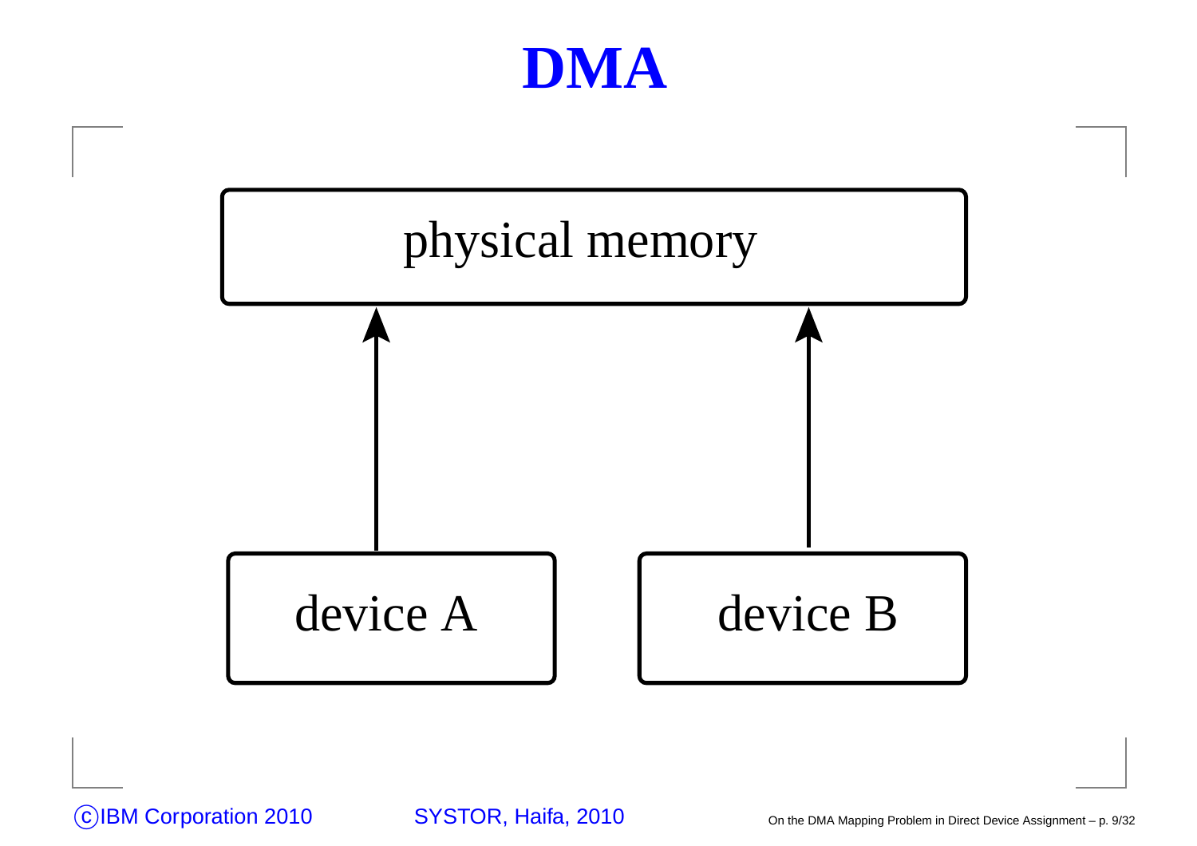# DMA

physical memory

device A

device B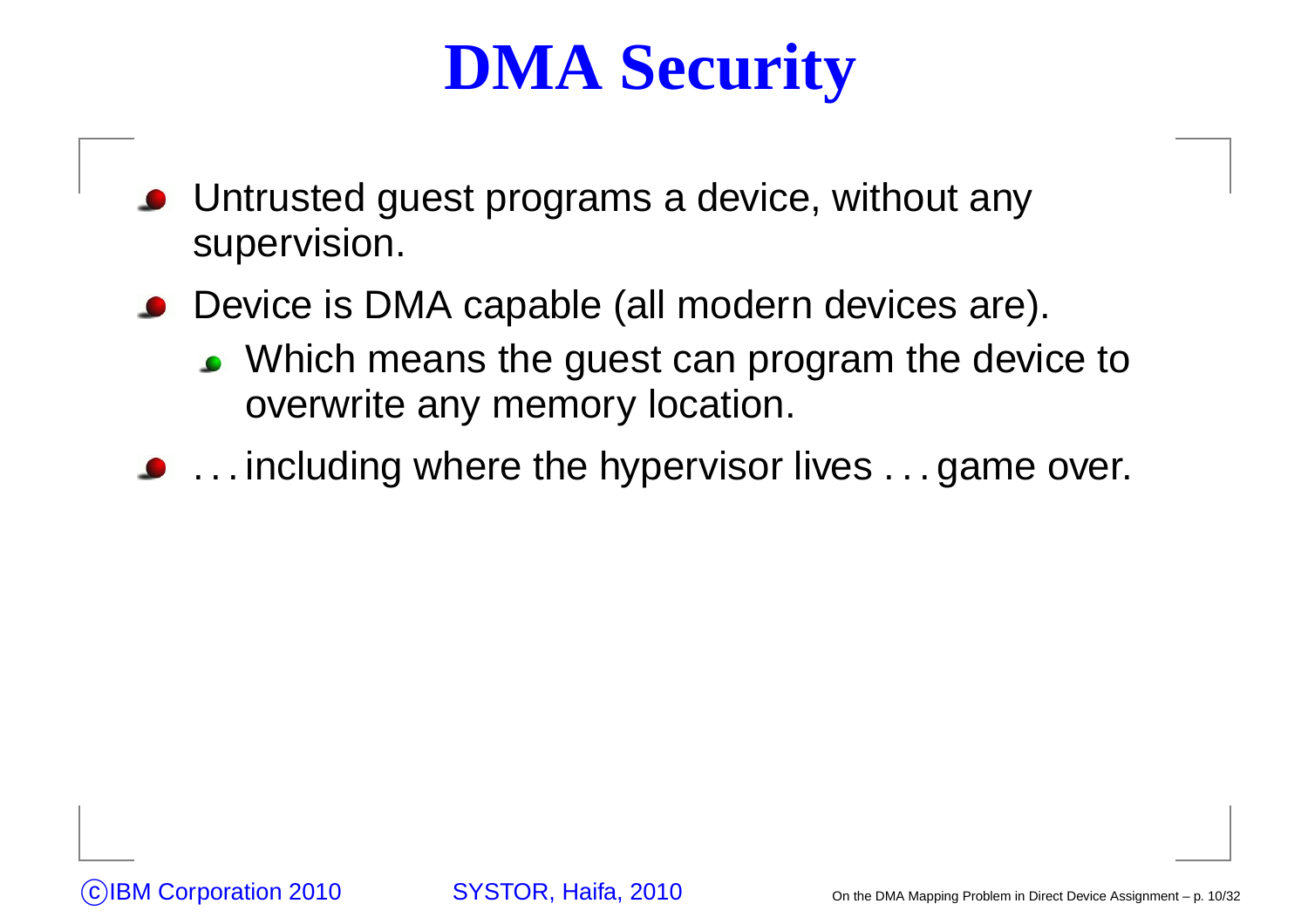# DMA Security

- Untrusted guest programs a device, without any supervision.
- Device is DMA capable (all modern devices are).
  - Which means the guest can program the device to overwrite any memory location.
- . . . including where the hypervisor lives . . . game over.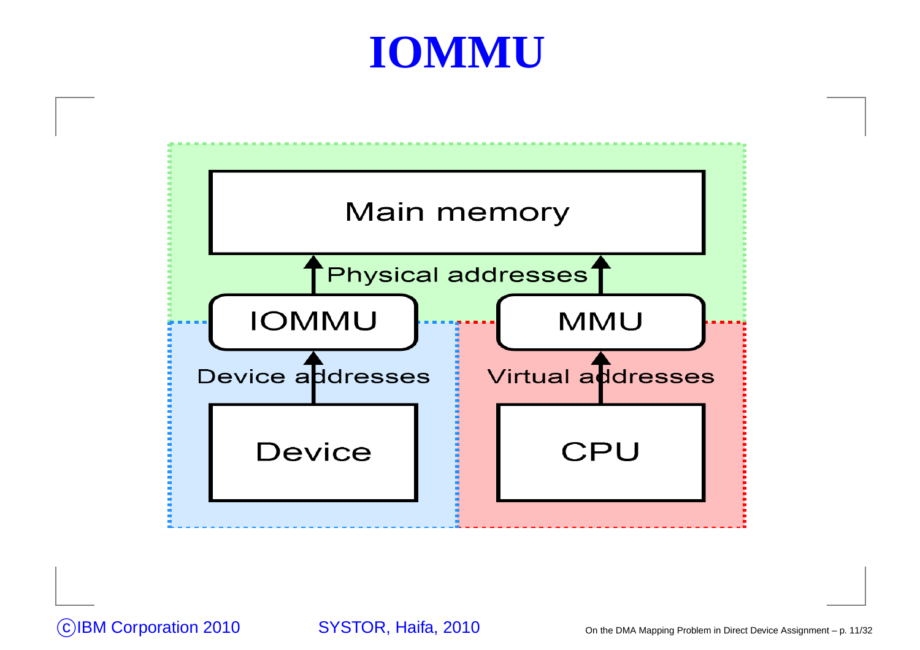# IOMMU

Main memory

Physical addresses

IOMMU

MMU

Device addresses

Virtual addresses

Device

CPU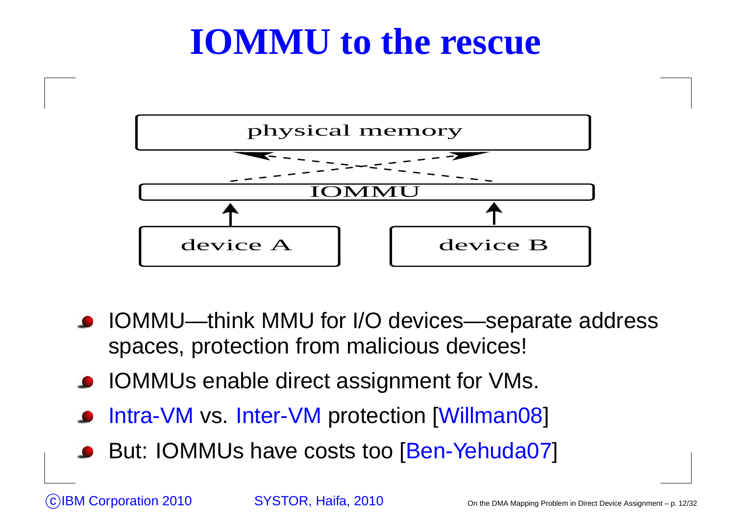# IOMMU to the rescue

- IOMMU—think MMU for I/O devices—separate address spaces, protection from malicious devices!
- IOMMUs enable direct assignment for VMs.
- Intra-VM vs. Inter-VM protection [Willman08]
- But: IOMMUs have costs too [Ben-Yehuda07]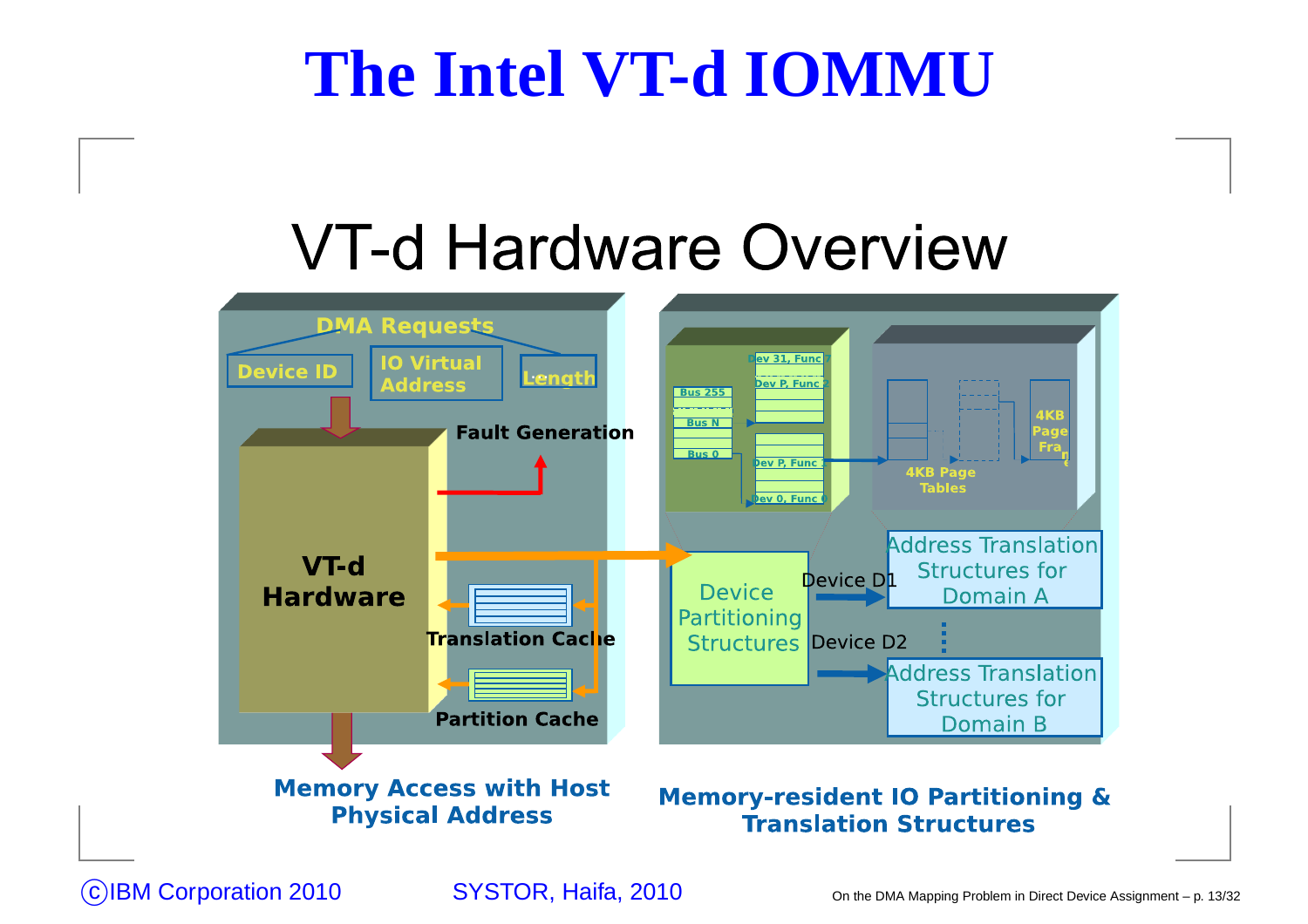# The Intel VT-d IOMMU

## VT-d Hardware Overview

DMA Requests

Device ID | IO Virtual Address | Length

Fault Generation

VT-d Hardware

Translation Cache

Partition Cache

Memory Access with Host Physical Address

Bus 255 | Bus N | Bus 0

Dev 31, Func 7 | Dev P, Func 2 | Dev P, Func 1 | Dev 0, Func 0

4KB Page Tables

4KB Page Frame

Device Partitioning Structures

Device D1 → Address Translation Structures for Domain A

Device D2 → Address Translation Structures for Domain B

Memory-resident IO Partitioning & Translation Structures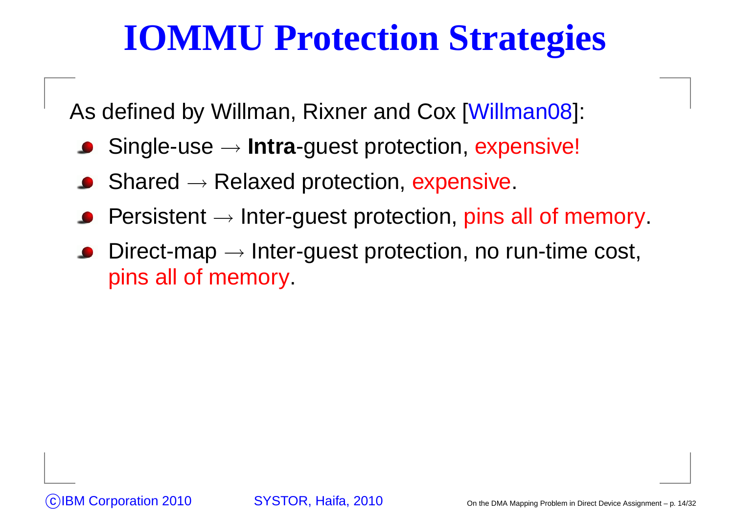# IOMMU Protection Strategies

As defined by Willman, Rixner and Cox [Willman08]:

- Single-use $\rightarrow$ **Intra**-guest protection, expensive!
- Shared $\rightarrow$ Relaxed protection, expensive.
- Persistent $\rightarrow$ Inter-guest protection, pins all of memory.
- Direct-map $\rightarrow$ Inter-guest protection, no run-time cost, pins all of memory.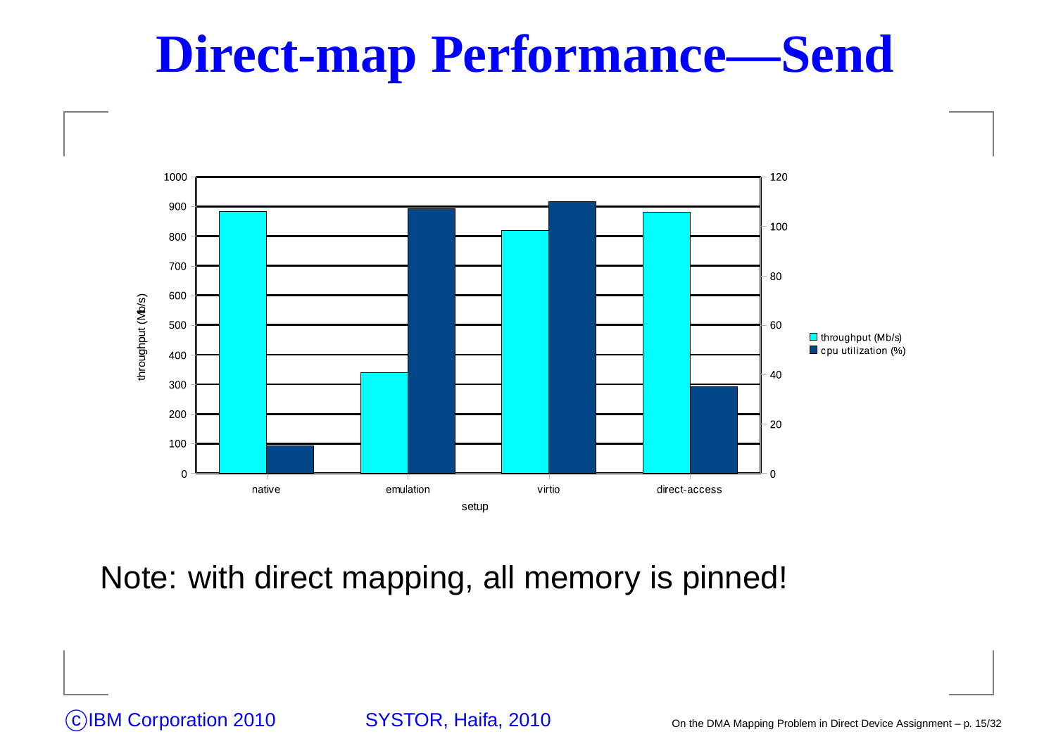# Direct-map Performance—Send

Note: with direct mapping, all memory is pinned!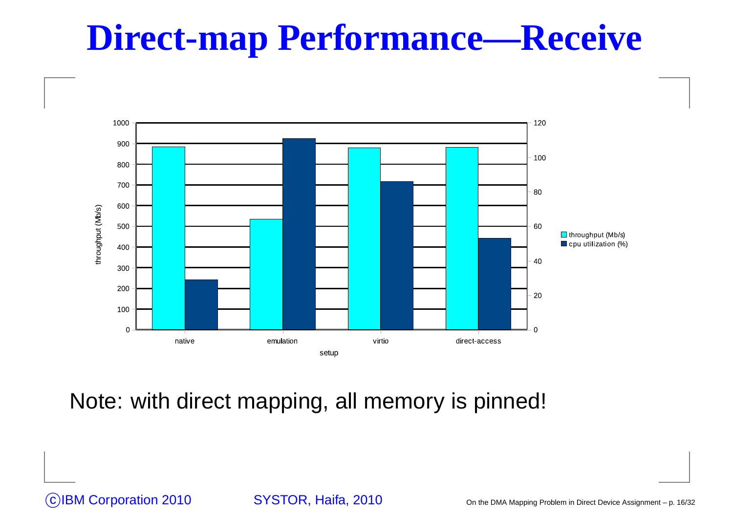# Direct-map Performance—Receive

Note: with direct mapping, all memory is pinned!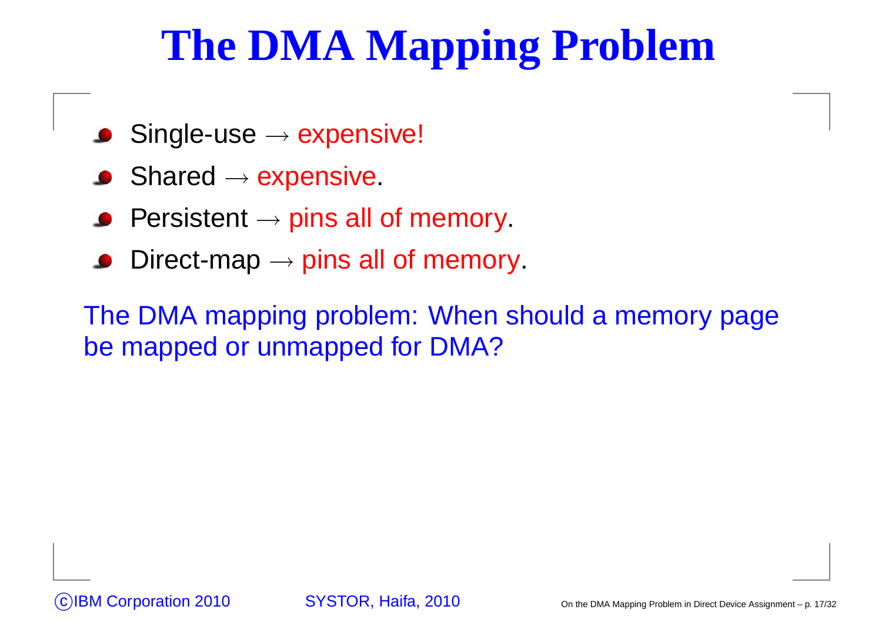# The DMA Mapping Problem

- Single-use → expensive!
- Shared → expensive.
- Persistent → pins all of memory.
- Direct-map → pins all of memory.

The DMA mapping problem: When should a memory page be mapped or unmapped for DMA?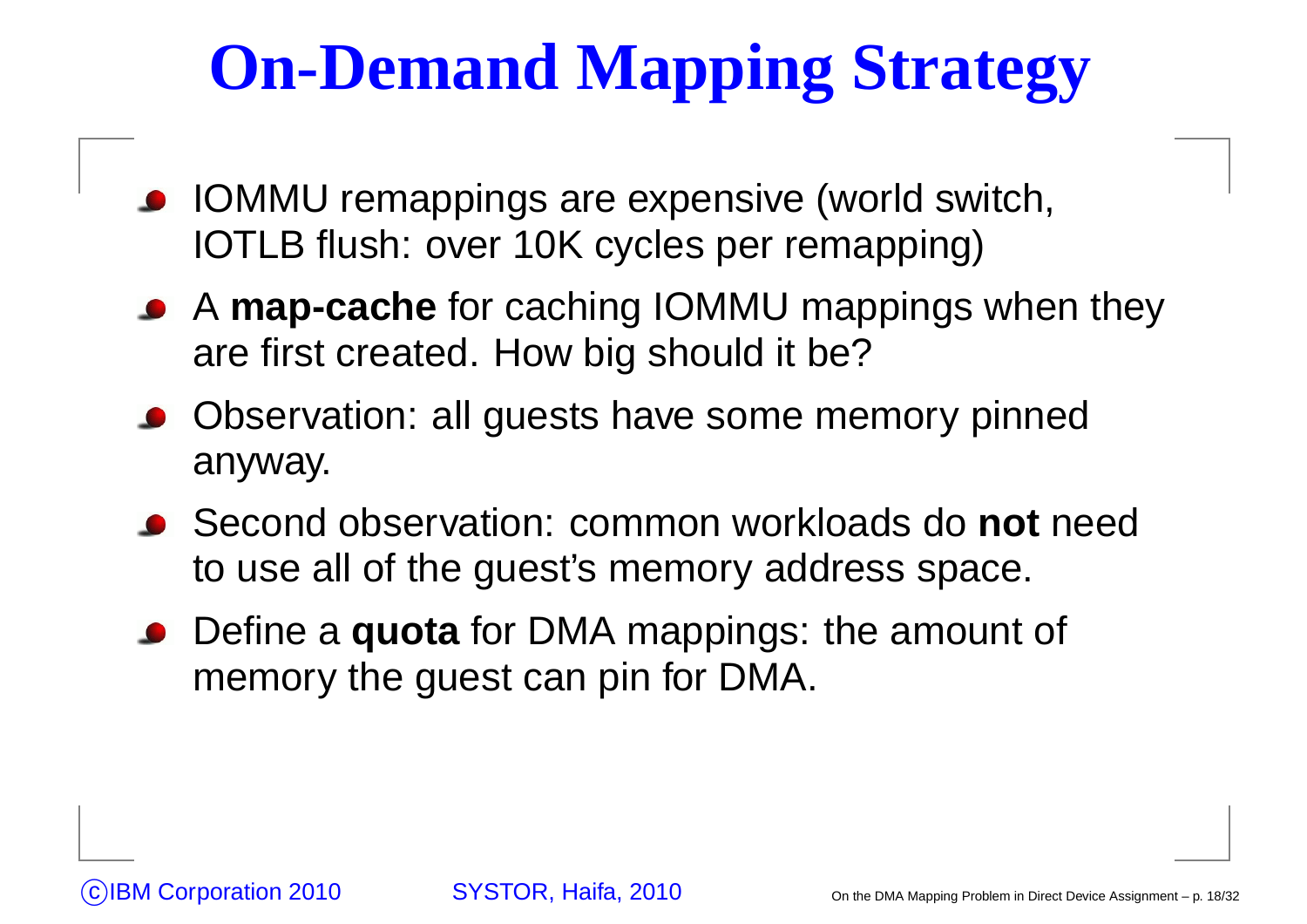# On-Demand Mapping Strategy

- IOMMU remappings are expensive (world switch, IOTLB flush: over 10K cycles per remapping)
- A **map-cache** for caching IOMMU mappings when they are first created. How big should it be?
- Observation: all guests have some memory pinned anyway.
- Second observation: common workloads do **not** need to use all of the guest's memory address space.
- Define a **quota** for DMA mappings: the amount of memory the guest can pin for DMA.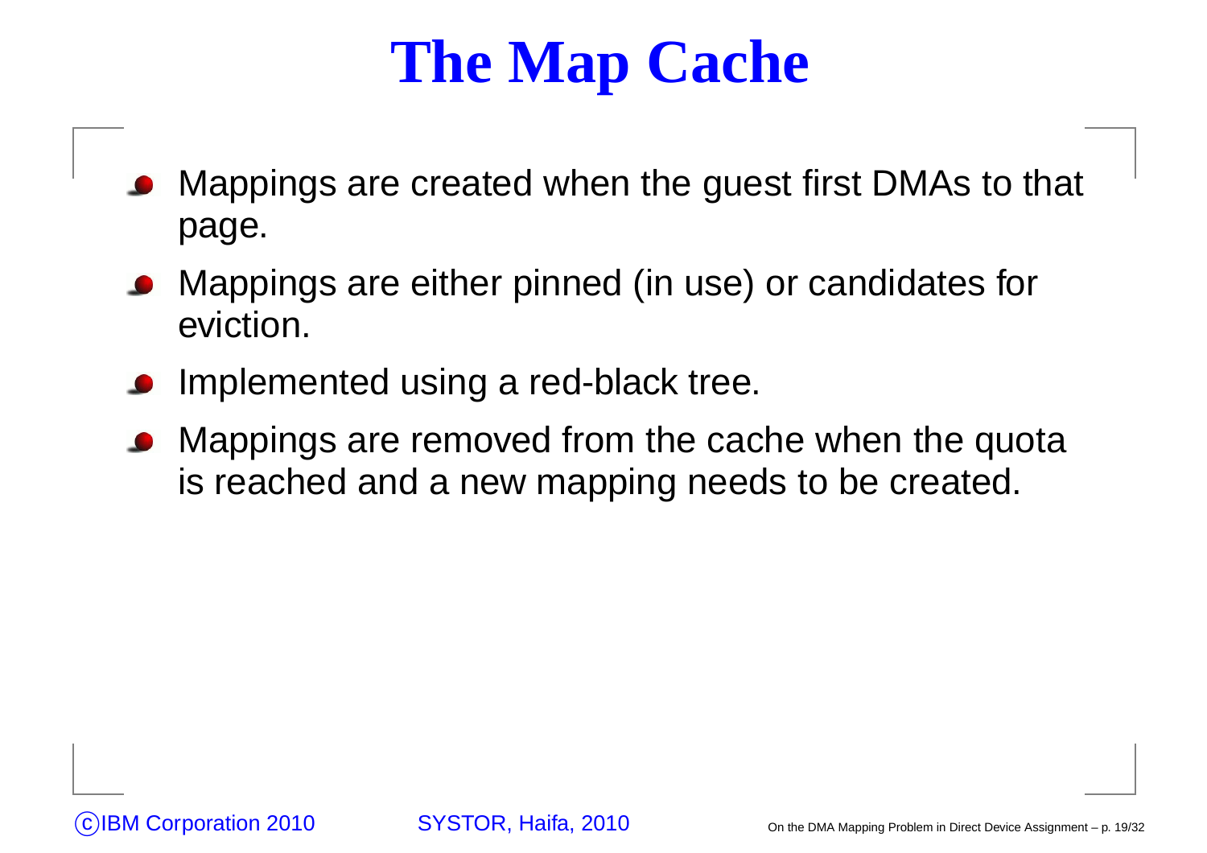# The Map Cache

- Mappings are created when the guest first DMAs to that page.
- Mappings are either pinned (in use) or candidates for eviction.
- Implemented using a red-black tree.
- Mappings are removed from the cache when the quota is reached and a new mapping needs to be created.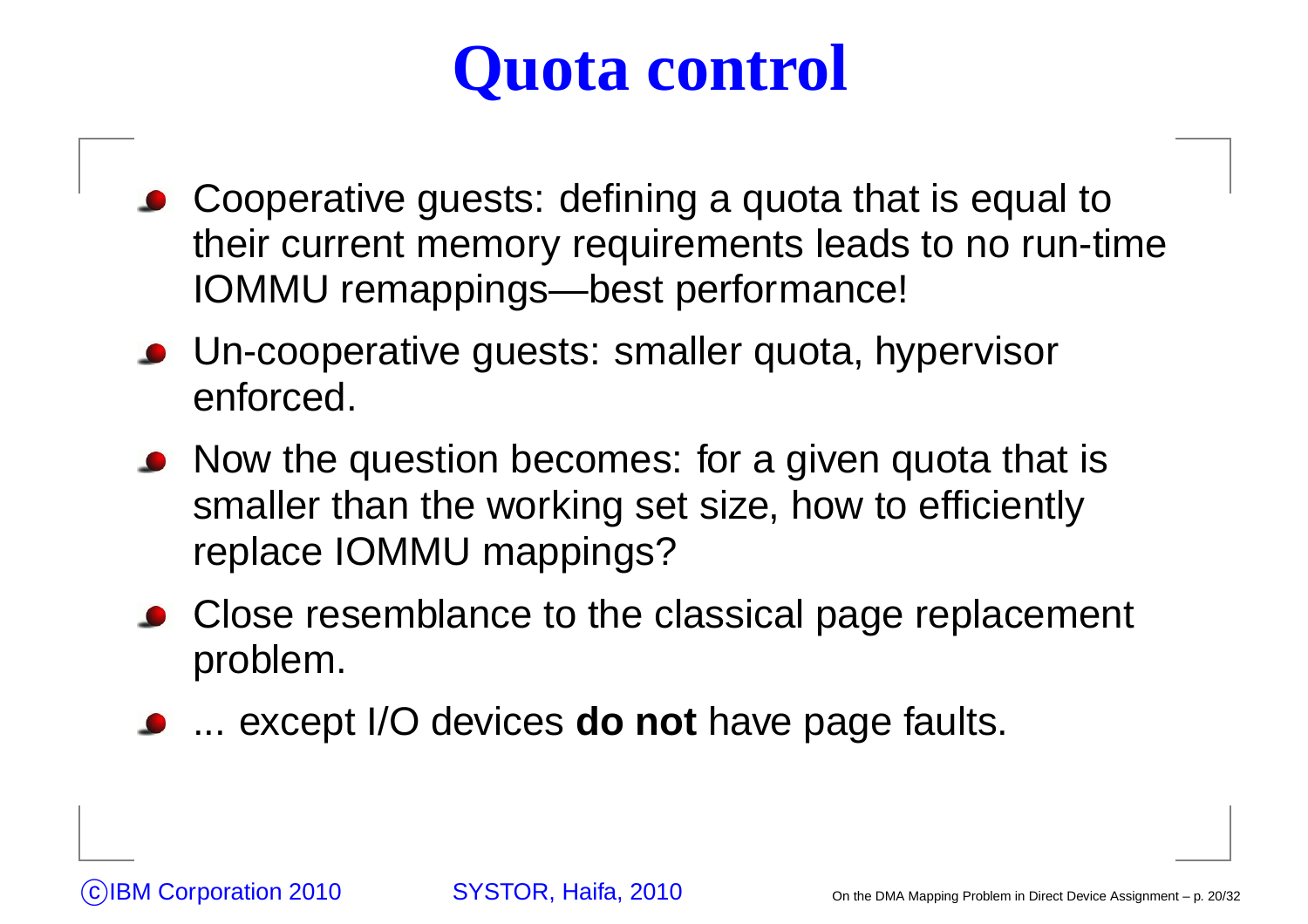# Quota control

- Cooperative guests: defining a quota that is equal to their current memory requirements leads to no run-time IOMMU remappings—best performance!
- Un-cooperative guests: smaller quota, hypervisor enforced.
- Now the question becomes: for a given quota that is smaller than the working set size, how to efficiently replace IOMMU mappings?
- Close resemblance to the classical page replacement problem.
- ... except I/O devices **do not** have page faults.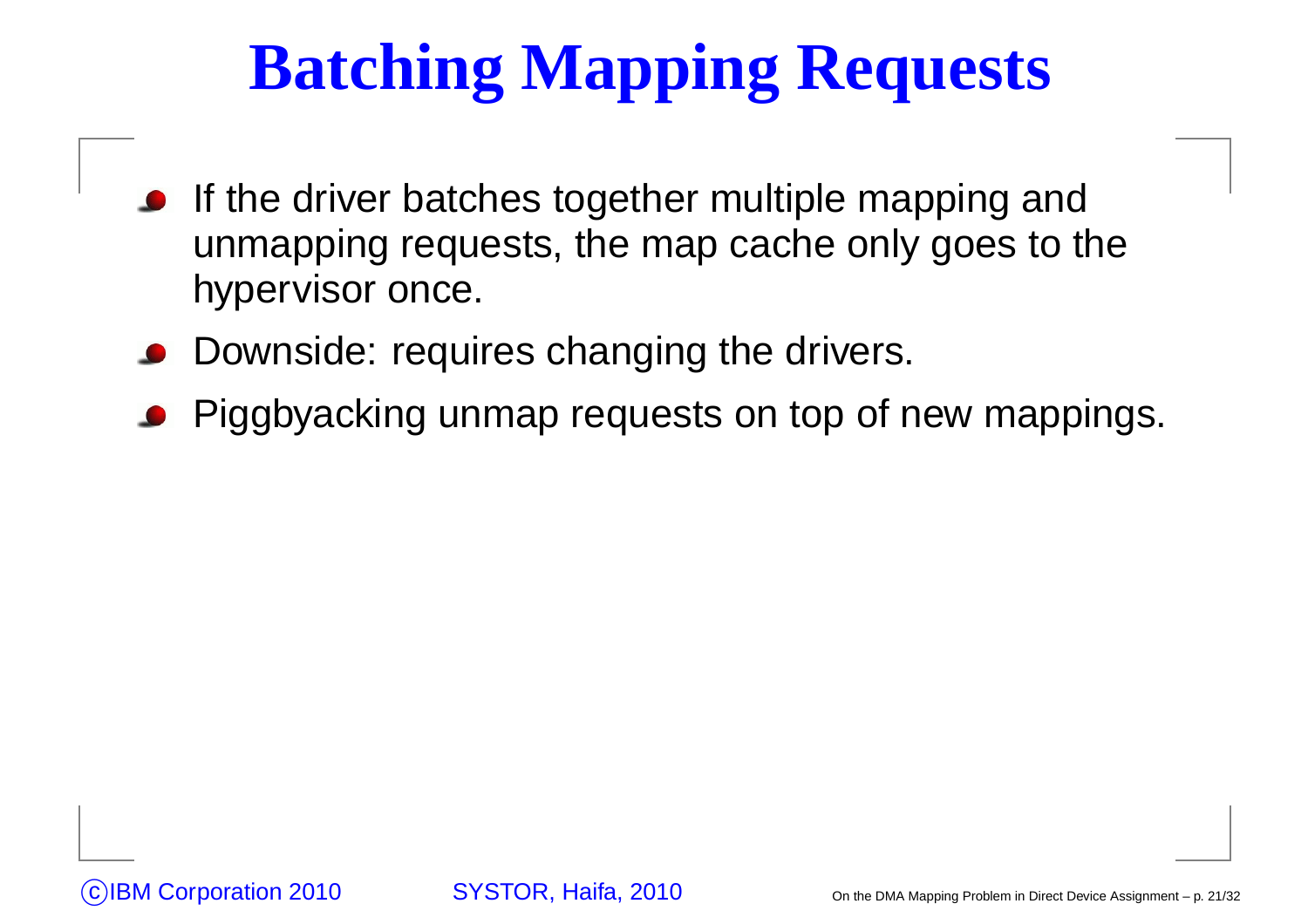# Batching Mapping Requests

- If the driver batches together multiple mapping and unmapping requests, the map cache only goes to the hypervisor once.
- Downside: requires changing the drivers.
- Piggbyacking unmap requests on top of new mappings.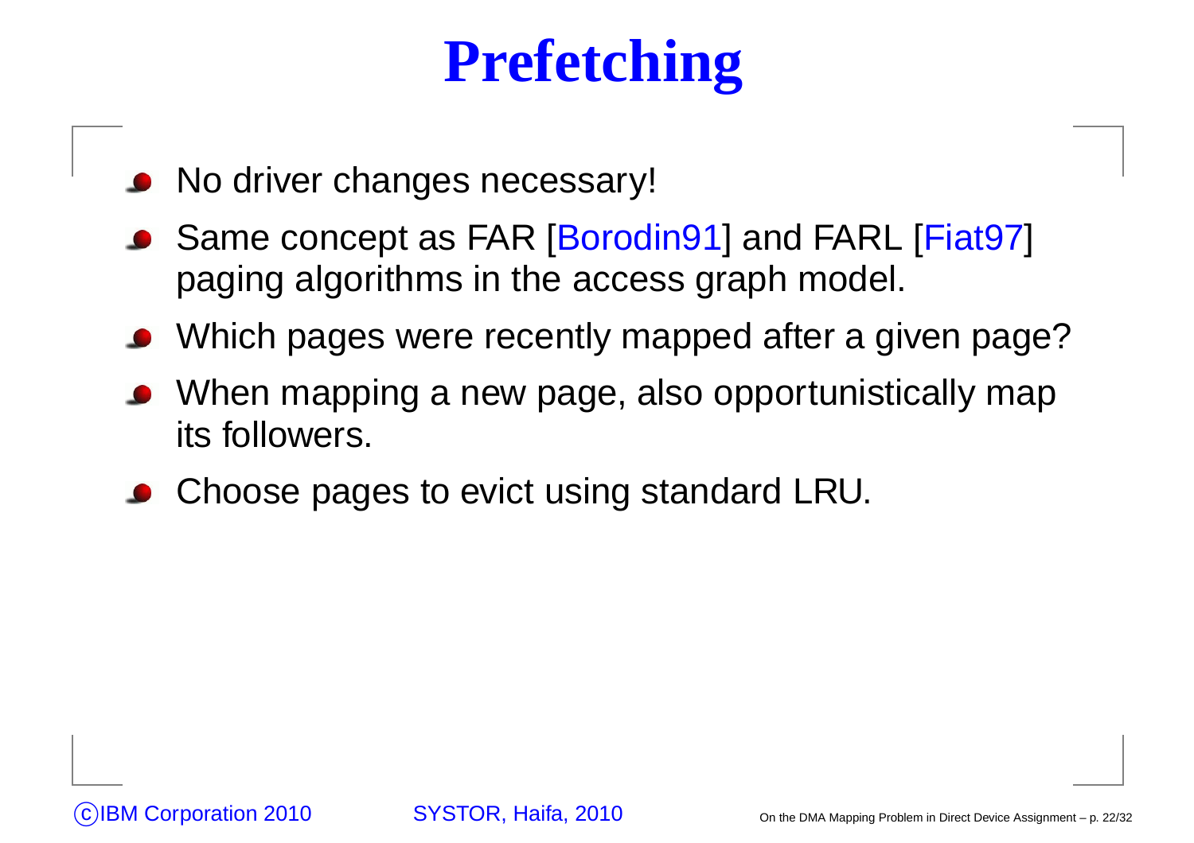# Prefetching

- No driver changes necessary!
- Same concept as FAR [Borodin91] and FARL [Fiat97] paging algorithms in the access graph model.
- Which pages were recently mapped after a given page?
- When mapping a new page, also opportunistically map its followers.
- Choose pages to evict using standard LRU.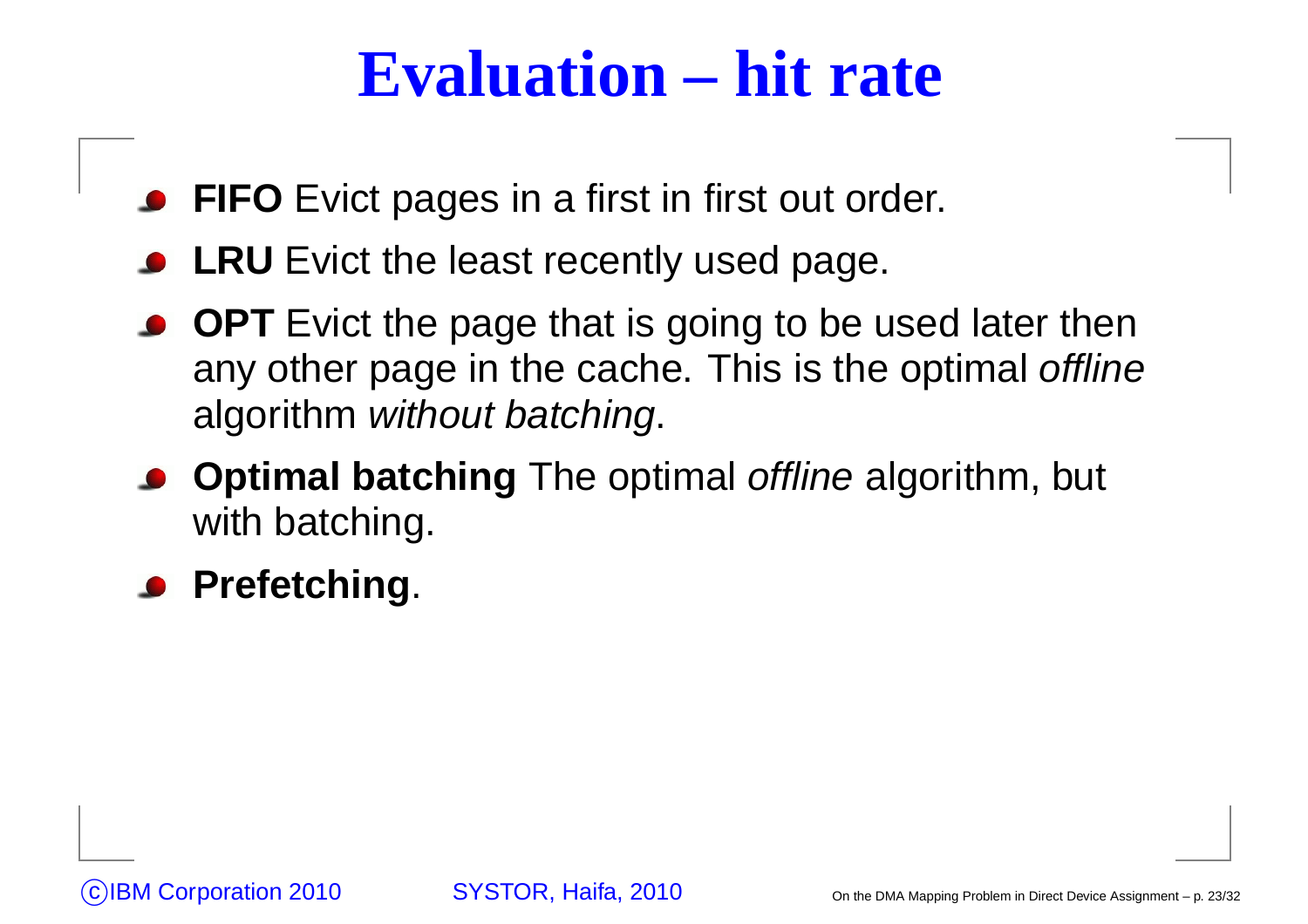# Evaluation – hit rate

- **FIFO** Evict pages in a first in first out order.
- **LRU** Evict the least recently used page.
- **OPT** Evict the page that is going to be used later then any other page in the cache. This is the optimal *offline* algorithm *without batching*.
- **Optimal batching** The optimal *offline* algorithm, but with batching.
- **Prefetching**.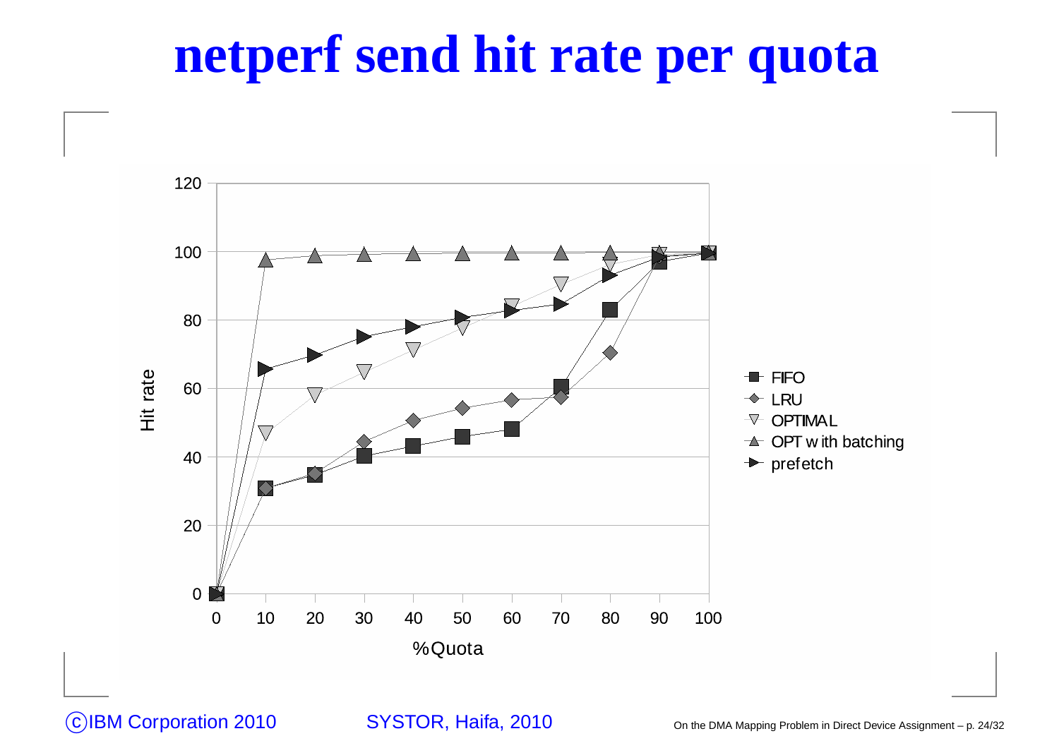# netperf send hit rate per quota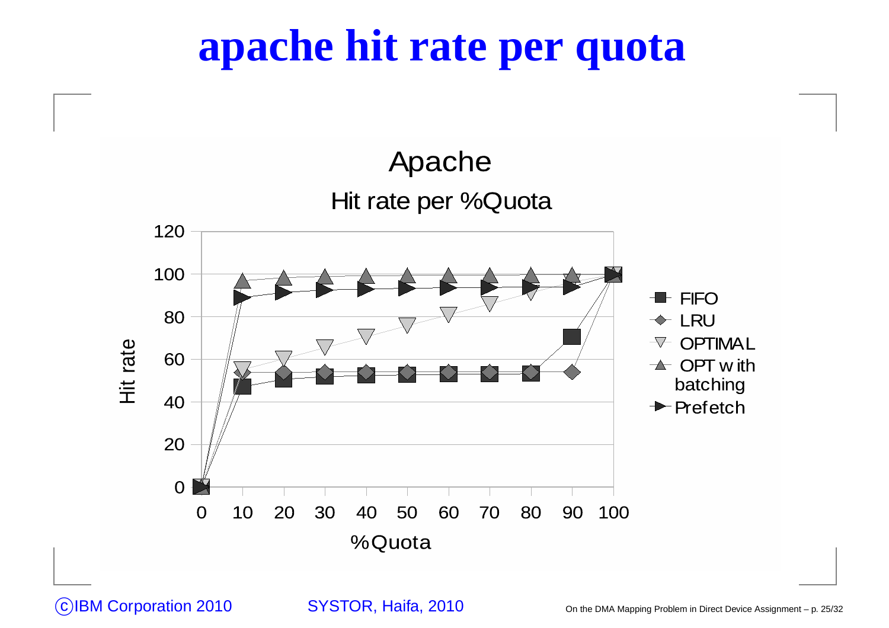# apache hit rate per quota

Apache

Hit rate per %Quota

| %Quota | FIFO | LRU | OPTIMAL | OPT with batching | Prefetch |
|---|---|---|---|---|---|
| 0 | 0 | 0 | 0 | 0 | 0 |
| 10 | 47 | 54 | 55 | 97 | 89 |
| 20 | 50 | 54 | 60 | 98 | 91 |
| 30 | 52 | 54 | 66 | 99 | 92 |
| 40 | 52 | 54 | 71 | 99 | 93 |
| 50 | 53 | 54 | 76 | 99 | 93 |
| 60 | 53 | 54 | 81 | 99 | 94 |
| 70 | 53 | 54 | 86 | 99 | 94 |
| 80 | 53 | 54 | 91 | 99 | 94 |
| 90 | 70 | 54 | 96 | 99 | 94 |
| 100 | 100 | 100 | 100 | 100 | 100 |

Hit rate

%Quota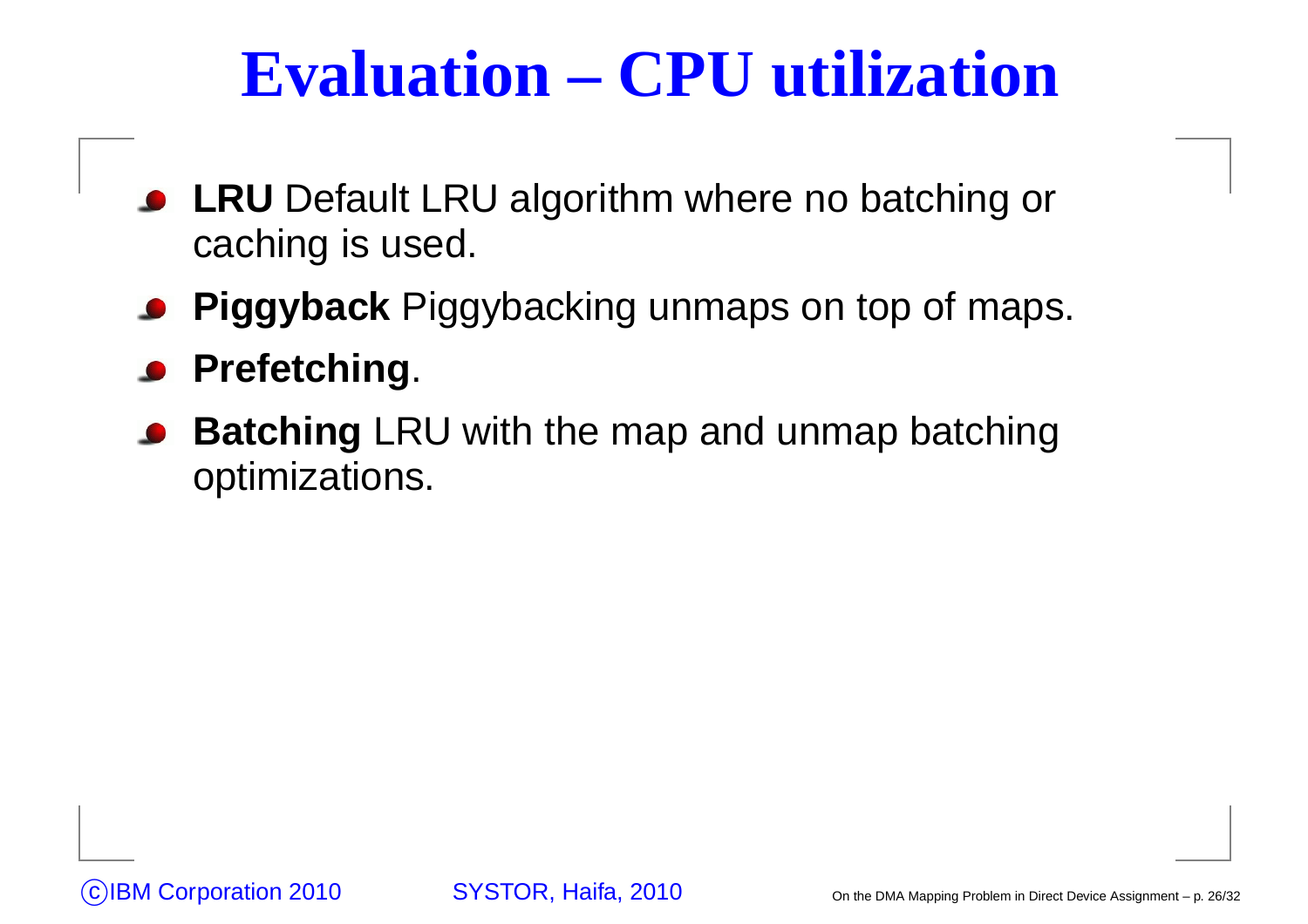# Evaluation – CPU utilization

- **LRU** Default LRU algorithm where no batching or caching is used.
- **Piggyback** Piggybacking unmaps on top of maps.
- **Prefetching**.
- **Batching** LRU with the map and unmap batching optimizations.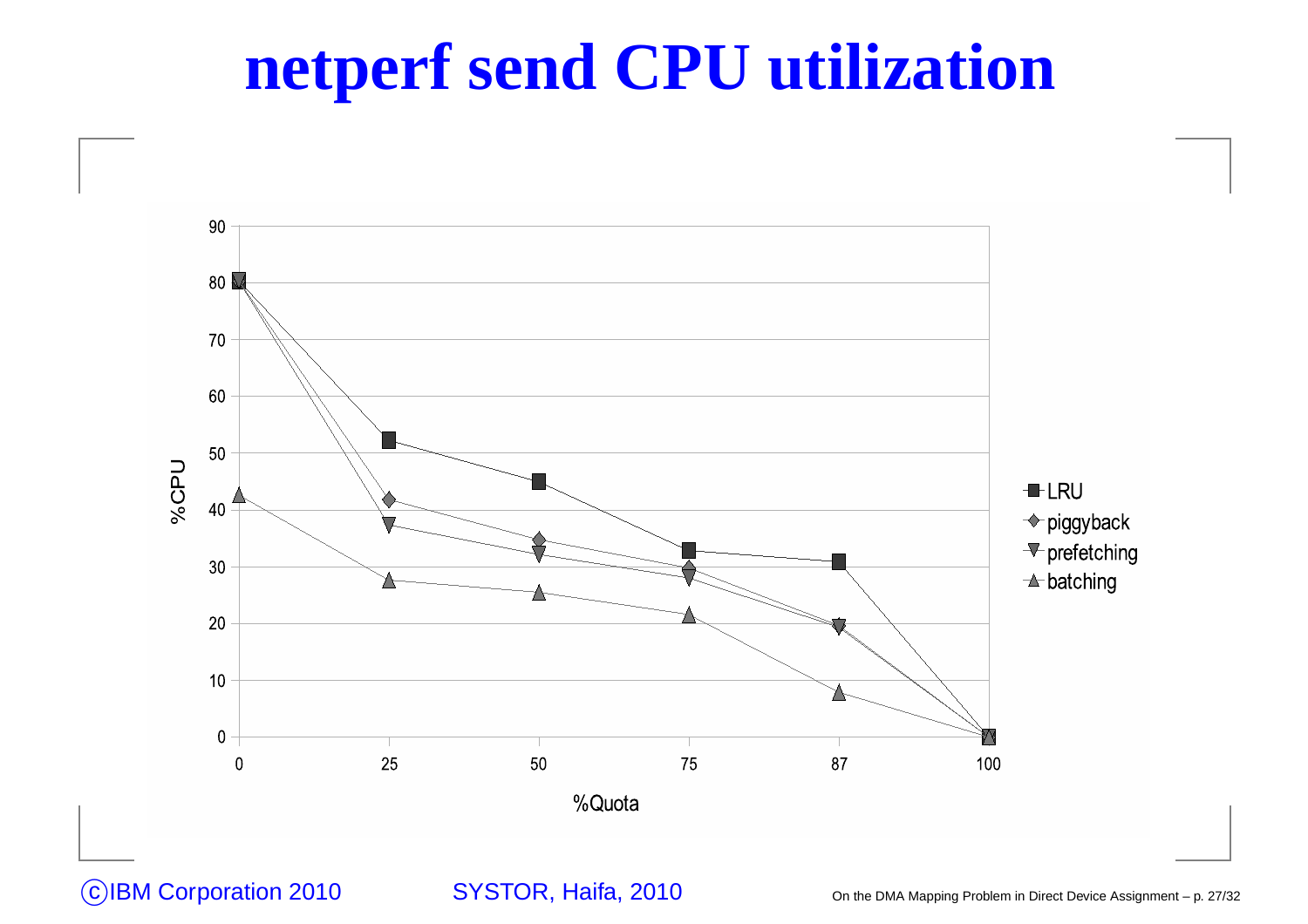# netperf send CPU utilization

| %Quota | LRU | piggyback | prefetching | batching |
|---|---|---|---|---|
| 0 | 80 | 80 | 80 | 43 |
| 25 | 52 | 42 | 37 | 28 |
| 50 | 45 | 35 | 32 | 25 |
| 75 | 33 | 30 | 28 | 22 |
| 87 | 31 | 20 | 19 | 8 |
| 100 | 0 | 0 | 0 | 0 |

%CPU vs. %Quota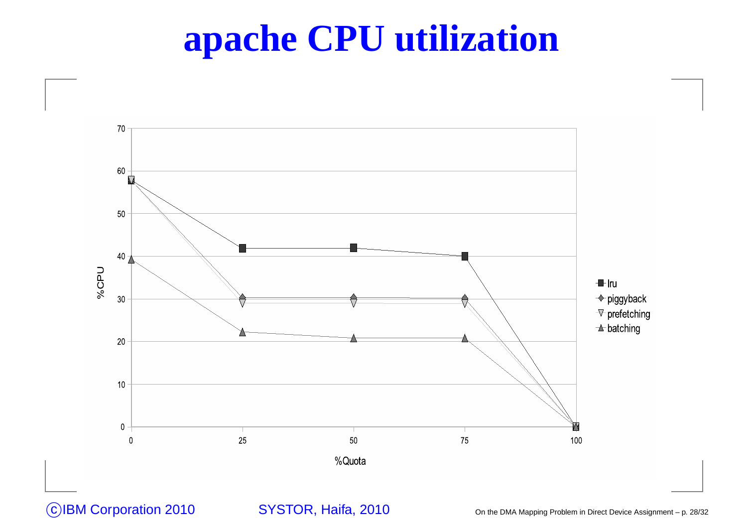# apache CPU utilization

| %Quota | lru | piggyback | prefetching | batching |
|---|---|---|---|---|
| 0 | 58 | 58 | 58 | 39.5 |
| 25 | 42 | 30.3 | 29.2 | 22.3 |
| 50 | 42 | 30.3 | 29.2 | 20.9 |
| 75 | 40 | 30.2 | 29.1 | 20.9 |
| 100 | 0 | 0 | 0 | 0 |

%CPU vs. %Quota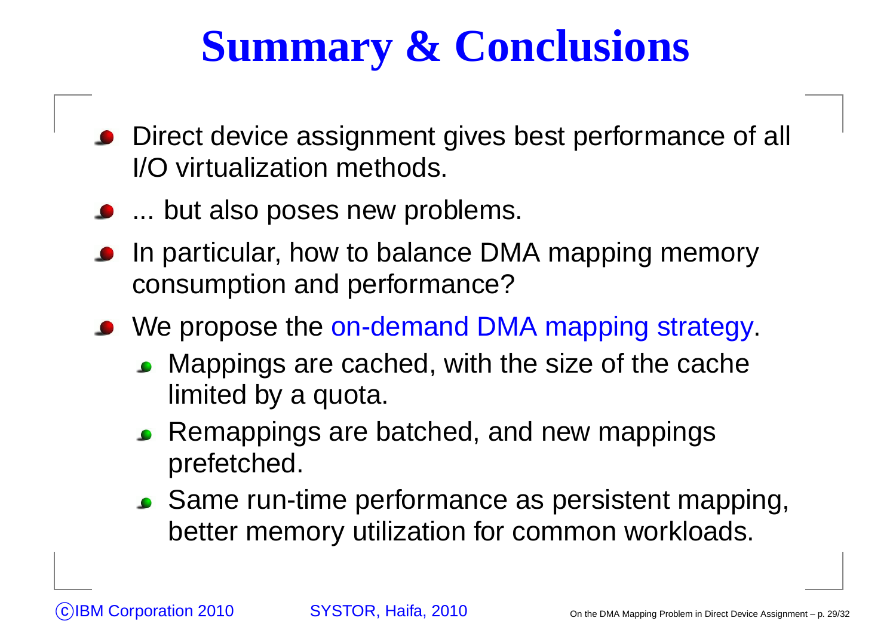# Summary & Conclusions

- Direct device assignment gives best performance of all I/O virtualization methods.
- ... but also poses new problems.
- In particular, how to balance DMA mapping memory consumption and performance?
- We propose the on-demand DMA mapping strategy.
  - Mappings are cached, with the size of the cache limited by a quota.
  - Remappings are batched, and new mappings prefetched.
  - Same run-time performance as persistent mapping, better memory utilization for common workloads.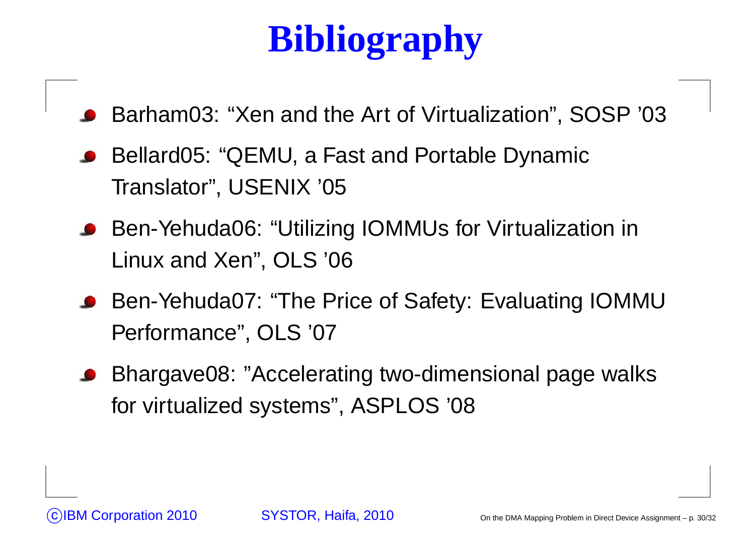# Bibliography

- Barham03: “Xen and the Art of Virtualization”, SOSP ’03
- Bellard05: “QEMU, a Fast and Portable Dynamic Translator”, USENIX ’05
- Ben-Yehuda06: “Utilizing IOMMUs for Virtualization in Linux and Xen”, OLS ’06
- Ben-Yehuda07: “The Price of Safety: Evaluating IOMMU Performance”, OLS ’07
- Bhargave08: ”Accelerating two-dimensional page walks for virtualized systems”, ASPLOS ’08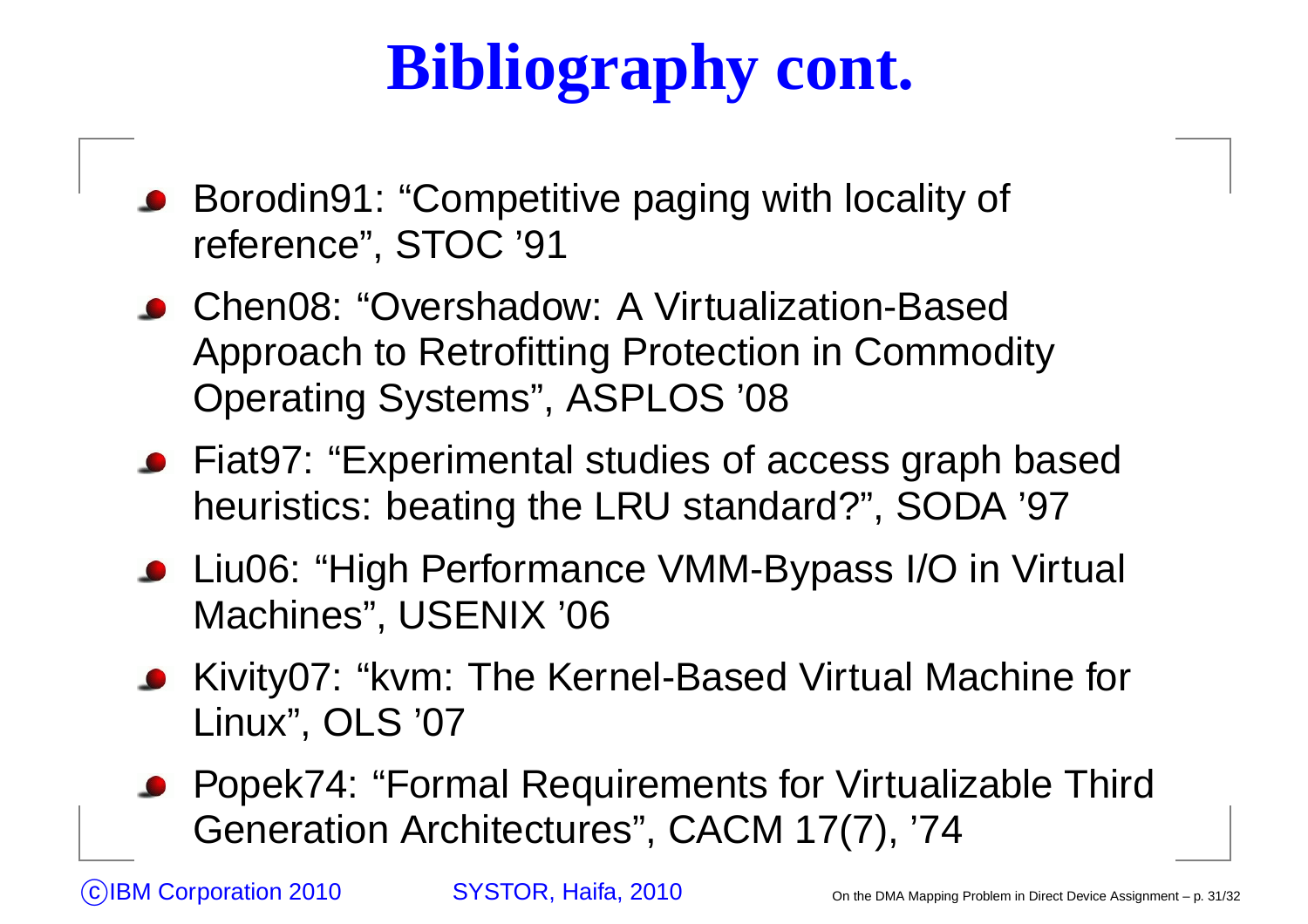# Bibliography cont.

- Borodin91: “Competitive paging with locality of reference”, STOC ’91
- Chen08: “Overshadow: A Virtualization-Based Approach to Retrofitting Protection in Commodity Operating Systems”, ASPLOS ’08
- Fiat97: “Experimental studies of access graph based heuristics: beating the LRU standard?”, SODA ’97
- Liu06: “High Performance VMM-Bypass I/O in Virtual Machines”, USENIX ’06
- Kivity07: “kvm: The Kernel-Based Virtual Machine for Linux”, OLS ’07
- Popek74: “Formal Requirements for Virtualizable Third Generation Architectures”, CACM 17(7), ’74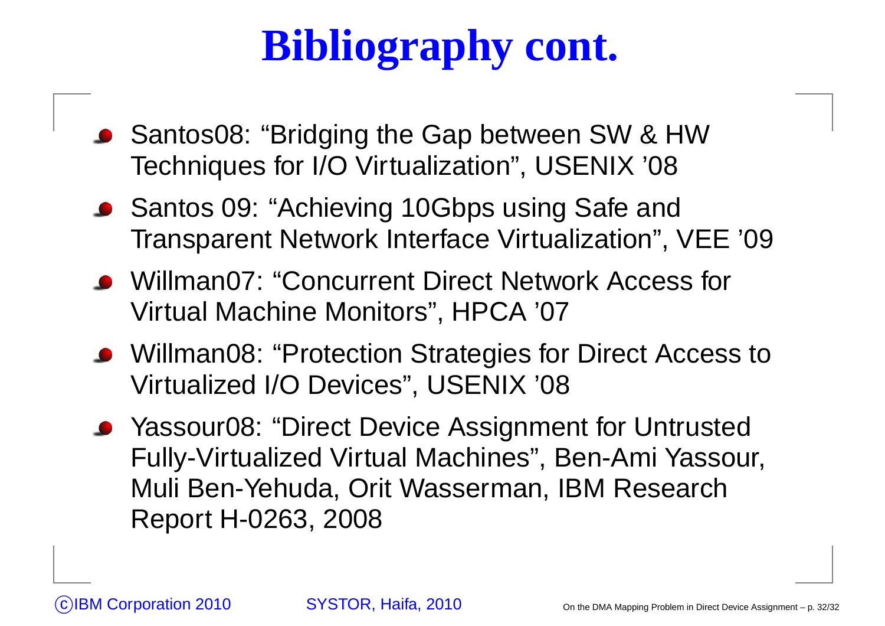# Bibliography cont.

- Santos08: “Bridging the Gap between SW & HW Techniques for I/O Virtualization”, USENIX ’08
- Santos 09: “Achieving 10Gbps using Safe and Transparent Network Interface Virtualization”, VEE ’09
- Willman07: “Concurrent Direct Network Access for Virtual Machine Monitors”, HPCA ’07
- Willman08: “Protection Strategies for Direct Access to Virtualized I/O Devices”, USENIX ’08
- Yassour08: “Direct Device Assignment for Untrusted Fully-Virtualized Virtual Machines”, Ben-Ami Yassour, Muli Ben-Yehuda, Orit Wasserman, IBM Research Report H-0263, 2008